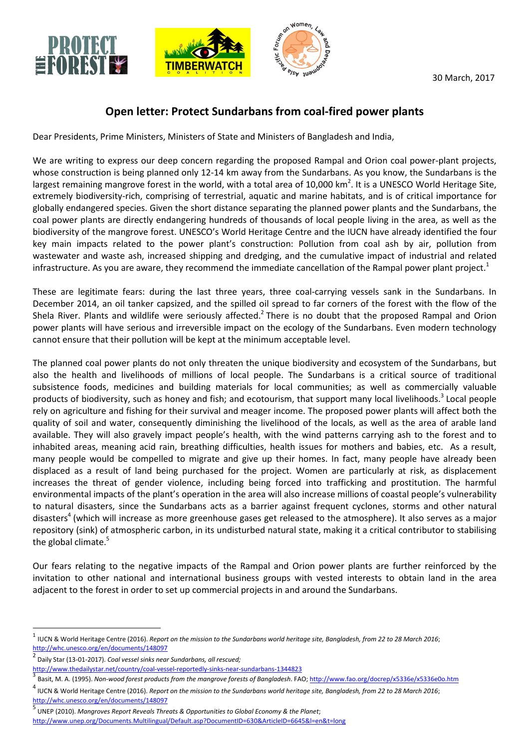30 March, 2017

# Open letter: Protect Sundarbans from coal-fired power plants

Dear Presidents, Prime Ministers, Ministers of State and Ministers of Bangladesh and India,

We are writing to express our deep concern regarding the proposed Rampal and Orion coal power-plant projects, whose construction is being planned only 12-14 km away from the Sundarbans. As you know, the Sundarbans is the largest remaining mangrove forest in the world, with a total area of 10,000 km$^2$. It is a UNESCO World Heritage Site, extremely biodiversity-rich, comprising of terrestrial, aquatic and marine habitats, and is of critical importance for globally endangered species. Given the short distance separating the planned power plants and the Sundarbans, the coal power plants are directly endangering hundreds of thousands of local people living in the area, as well as the biodiversity of the mangrove forest. UNESCO's World Heritage Centre and the IUCN have already identified the four key main impacts related to the power plant's construction: Pollution from coal ash by air, pollution from wastewater and waste ash, increased shipping and dredging, and the cumulative impact of industrial and related infrastructure. As you are aware, they recommend the immediate cancellation of the Rampal power plant project.[1]

These are legitimate fears: during the last three years, three coal-carrying vessels sank in the Sundarbans. In December 2014, an oil tanker capsized, and the spilled oil spread to far corners of the forest with the flow of the Shela River. Plants and wildlife were seriously affected.[2] There is no doubt that the proposed Rampal and Orion power plants will have serious and irreversible impact on the ecology of the Sundarbans. Even modern technology cannot ensure that their pollution will be kept at the minimum acceptable level.

The planned coal power plants do not only threaten the unique biodiversity and ecosystem of the Sundarbans, but also the health and livelihoods of millions of local people. The Sundarbans is a critical source of traditional subsistence foods, medicines and building materials for local communities; as well as commercially valuable products of biodiversity, such as honey and fish; and ecotourism, that support many local livelihoods.[3] Local people rely on agriculture and fishing for their survival and meager income. The proposed power plants will affect both the quality of soil and water, consequently diminishing the livelihood of the locals, as well as the area of arable land available. They will also gravely impact people's health, with the wind patterns carrying ash to the forest and to inhabited areas, meaning acid rain, breathing difficulties, health issues for mothers and babies, etc. As a result, many people would be compelled to migrate and give up their homes. In fact, many people have already been displaced as a result of land being purchased for the project. Women are particularly at risk, as displacement increases the threat of gender violence, including being forced into trafficking and prostitution. The harmful environmental impacts of the plant's operation in the area will also increase millions of coastal people's vulnerability to natural disasters, since the Sundarbans acts as a barrier against frequent cyclones, storms and other natural disasters[4] (which will increase as more greenhouse gases get released to the atmosphere). It also serves as a major repository (sink) of atmospheric carbon, in its undisturbed natural state, making it a critical contributor to stabilising the global climate.[5]

Our fears relating to the negative impacts of the Rampal and Orion power plants are further reinforced by the invitation to other national and international business groups with vested interests to obtain land in the area adjacent to the forest in order to set up commercial projects in and around the Sundarbans.

---

[1] IUCN & World Heritage Centre (2016). *Report on the mission to the Sundarbans world heritage site, Bangladesh, from 22 to 28 March 2016*; http://whc.unesco.org/en/documents/148097

[2] Daily Star (13-01-2017). *Coal vessel sinks near Sundarbans, all rescued;* http://www.thedailystar.net/country/coal-vessel-reportedly-sinks-near-sundarbans-1344823

[3] Basit, M. A. (1995). *Non-wood forest products from the mangrove forests of Bangladesh*. FAO; http://www.fao.org/docrep/x5336e/x5336e0o.htm

[4] IUCN & World Heritage Centre (2016). *Report on the mission to the Sundarbans world heritage site, Bangladesh, from 22 to 28 March 2016*; http://whc.unesco.org/en/documents/148097

[5] UNEP (2010). *Mangroves Report Reveals Threats & Opportunities to Global Economy & the Planet*; http://www.unep.org/Documents.Multilingual/Default.asp?DocumentID=630&ArticleID=6645&l=en&t=long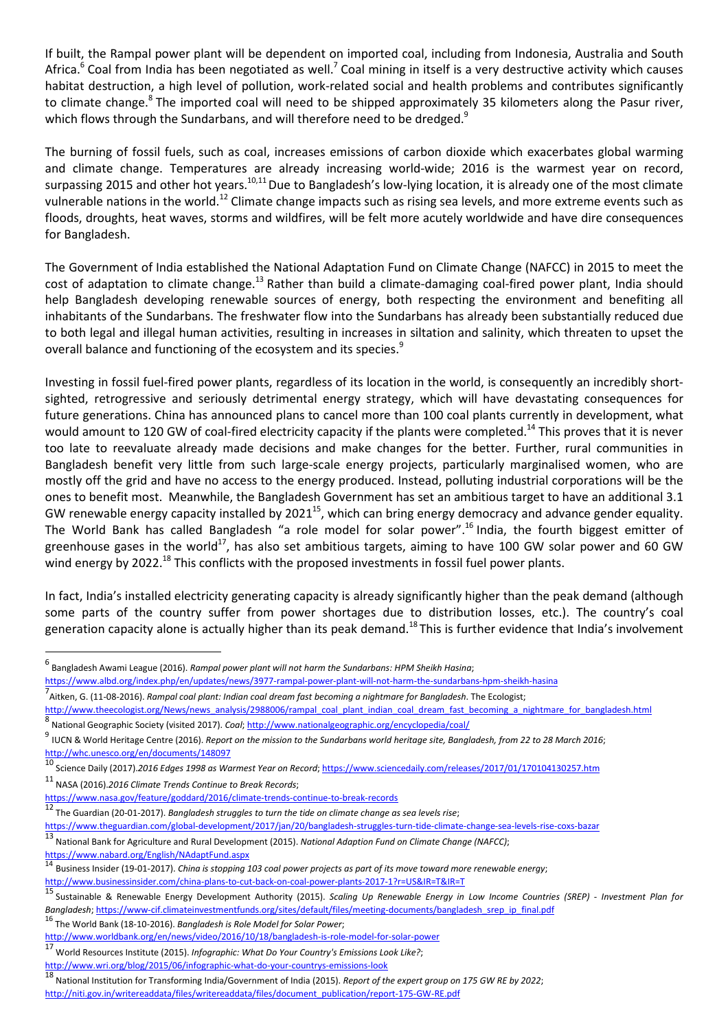If built, the Rampal power plant will be dependent on imported coal, including from Indonesia, Australia and South Africa.[6] Coal from India has been negotiated as well.[7] Coal mining in itself is a very destructive activity which causes habitat destruction, a high level of pollution, work-related social and health problems and contributes significantly to climate change.[8] The imported coal will need to be shipped approximately 35 kilometers along the Pasur river, which flows through the Sundarbans, and will therefore need to be dredged.[9]

The burning of fossil fuels, such as coal, increases emissions of carbon dioxide which exacerbates global warming and climate change. Temperatures are already increasing world-wide; 2016 is the warmest year on record, surpassing 2015 and other hot years.[10,11] Due to Bangladesh's low-lying location, it is already one of the most climate vulnerable nations in the world.[12] Climate change impacts such as rising sea levels, and more extreme events such as floods, droughts, heat waves, storms and wildfires, will be felt more acutely worldwide and have dire consequences for Bangladesh.

The Government of India established the National Adaptation Fund on Climate Change (NAFCC) in 2015 to meet the cost of adaptation to climate change.[13] Rather than build a climate-damaging coal-fired power plant, India should help Bangladesh developing renewable sources of energy, both respecting the environment and benefiting all inhabitants of the Sundarbans. The freshwater flow into the Sundarbans has already been substantially reduced due to both legal and illegal human activities, resulting in increases in siltation and salinity, which threaten to upset the overall balance and functioning of the ecosystem and its species.[9]

Investing in fossil fuel-fired power plants, regardless of its location in the world, is consequently an incredibly short-sighted, retrogressive and seriously detrimental energy strategy, which will have devastating consequences for future generations. China has announced plans to cancel more than 100 coal plants currently in development, what would amount to 120 GW of coal-fired electricity capacity if the plants were completed.[14] This proves that it is never too late to reevaluate already made decisions and make changes for the better. Further, rural communities in Bangladesh benefit very little from such large-scale energy projects, particularly marginalised women, who are mostly off the grid and have no access to the energy produced. Instead, polluting industrial corporations will be the ones to benefit most. Meanwhile, the Bangladesh Government has set an ambitious target to have an additional 3.1 GW renewable energy capacity installed by 2021[15], which can bring energy democracy and advance gender equality. The World Bank has called Bangladesh "a role model for solar power".[16] India, the fourth biggest emitter of greenhouse gases in the world[17], has also set ambitious targets, aiming to have 100 GW solar power and 60 GW wind energy by 2022.[18] This conflicts with the proposed investments in fossil fuel power plants.

In fact, India's installed electricity generating capacity is already significantly higher than the peak demand (although some parts of the country suffer from power shortages due to distribution losses, etc.). The country's coal generation capacity alone is actually higher than its peak demand.[18] This is further evidence that India's involvement

---

[6] Bangladesh Awami League (2016). *Rampal power plant will not harm the Sundarbans: HPM Sheikh Hasina*; https://www.albd.org/index.php/en/updates/news/3977-rampal-power-plant-will-not-harm-the-sundarbans-hpm-sheikh-hasina

[7] Aitken, G. (11-08-2016). *Rampal coal plant: Indian coal dream fast becoming a nightmare for Bangladesh*. The Ecologist; http://www.theecologist.org/News/news_analysis/2988006/rampal_coal_plant_indian_coal_dream_fast_becoming_a_nightmare_for_bangladesh.html

[8] National Geographic Society (visited 2017). *Coal*; http://www.nationalgeographic.org/encyclopedia/coal/

[9] IUCN & World Heritage Centre (2016). *Report on the mission to the Sundarbans world heritage site, Bangladesh, from 22 to 28 March 2016*; http://whc.unesco.org/en/documents/148097

[10] Science Daily (2017).*2016 Edges 1998 as Warmest Year on Record*; https://www.sciencedaily.com/releases/2017/01/170104130257.htm

[11] NASA (2016).*2016 Climate Trends Continue to Break Records*; https://www.nasa.gov/feature/goddard/2016/climate-trends-continue-to-break-records

[12] The Guardian (20-01-2017). *Bangladesh struggles to turn the tide on climate change as sea levels rise*; https://www.theguardian.com/global-development/2017/jan/20/bangladesh-struggles-turn-tide-climate-change-sea-levels-rise-coxs-bazar

[13] National Bank for Agriculture and Rural Development (2015). *National Adaption Fund on Climate Change (NAFCC)*; https://www.nabard.org/English/NAdaptFund.aspx

[14] Business Insider (19-01-2017). *China is stopping 103 coal power projects as part of its move toward more renewable energy*; http://www.businessinsider.com/china-plans-to-cut-back-on-coal-power-plants-2017-1?r=US&IR=T&IR=T

[15] Sustainable & Renewable Energy Development Authority (2015). *Scaling Up Renewable Energy in Low Income Countries (SREP) - Investment Plan for Bangladesh*; https://www-cif.climateinvestmentfunds.org/sites/default/files/meeting-documents/bangladesh_srep_ip_final.pdf

[16] The World Bank (18-10-2016). *Bangladesh is Role Model for Solar Power*; http://www.worldbank.org/en/news/video/2016/10/18/bangladesh-is-role-model-for-solar-power

[17] World Resources Institute (2015). *Infographic: What Do Your Country's Emissions Look Like?*; http://www.wri.org/blog/2015/06/infographic-what-do-your-countrys-emissions-look

[18] National Institution for Transforming India/Government of India (2015). *Report of the expert group on 175 GW RE by 2022*; http://niti.gov.in/writereaddata/files/writereaddata/files/document_publication/report-175-GW-RE.pdf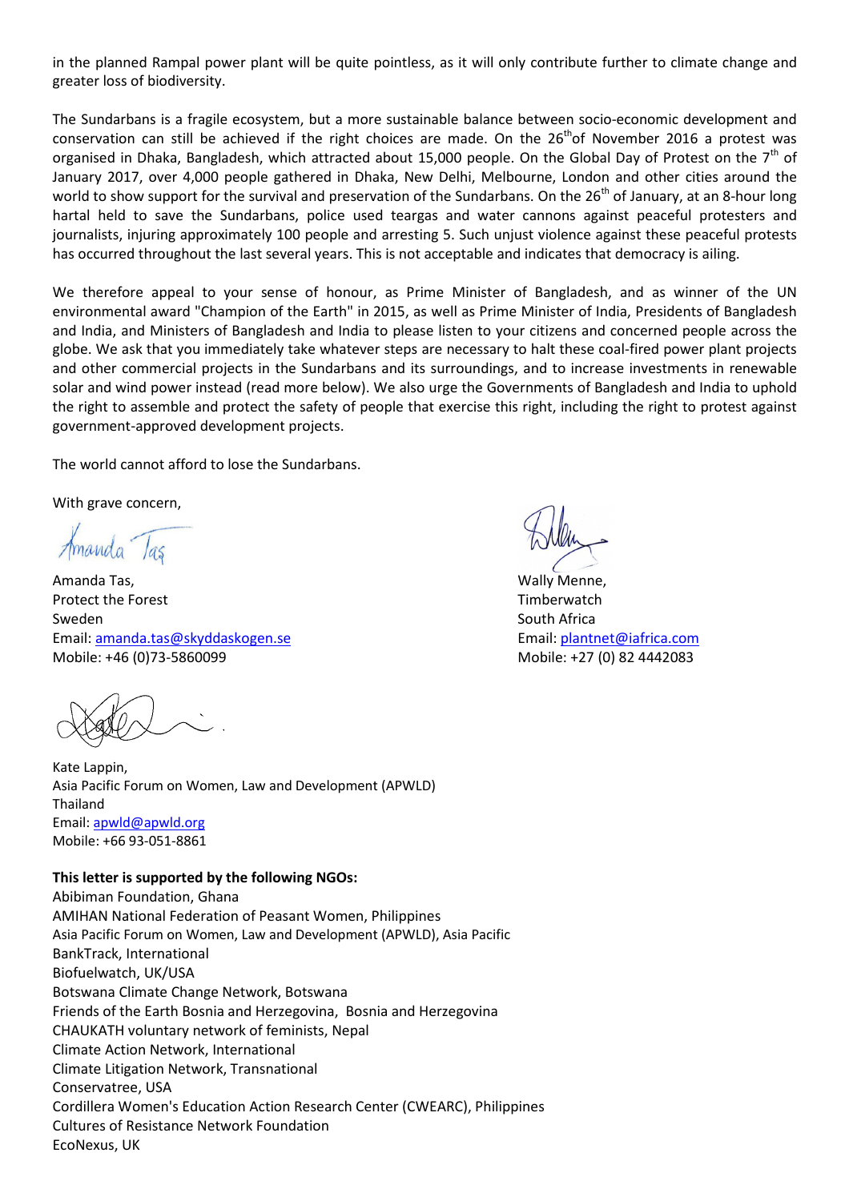in the planned Rampal power plant will be quite pointless, as it will only contribute further to climate change and greater loss of biodiversity.

The Sundarbans is a fragile ecosystem, but a more sustainable balance between socio-economic development and conservation can still be achieved if the right choices are made. On the 26th of November 2016 a protest was organised in Dhaka, Bangladesh, which attracted about 15,000 people. On the Global Day of Protest on the 7th of January 2017, over 4,000 people gathered in Dhaka, New Delhi, Melbourne, London and other cities around the world to show support for the survival and preservation of the Sundarbans. On the 26th of January, at an 8-hour long hartal held to save the Sundarbans, police used teargas and water cannons against peaceful protesters and journalists, injuring approximately 100 people and arresting 5. Such unjust violence against these peaceful protests has occurred throughout the last several years. This is not acceptable and indicates that democracy is ailing.

We therefore appeal to your sense of honour, as Prime Minister of Bangladesh, and as winner of the UN environmental award "Champion of the Earth" in 2015, as well as Prime Minister of India, Presidents of Bangladesh and India, and Ministers of Bangladesh and India to please listen to your citizens and concerned people across the globe. We ask that you immediately take whatever steps are necessary to halt these coal-fired power plant projects and other commercial projects in the Sundarbans and its surroundings, and to increase investments in renewable solar and wind power instead (read more below). We also urge the Governments of Bangladesh and India to uphold the right to assemble and protect the safety of people that exercise this right, including the right to protest against government-approved development projects.

The world cannot afford to lose the Sundarbans.

With grave concern,

Amanda Tas,
Protect the Forest
Sweden
Email: amanda.tas@skyddaskogen.se
Mobile: +46 (0)73-5860099

Wally Menne,
Timberwatch
South Africa
Email: plantnet@iafrica.com
Mobile: +27 (0) 82 4442083

Kate Lappin,
Asia Pacific Forum on Women, Law and Development (APWLD)
Thailand
Email: apwld@apwld.org
Mobile: +66 93-051-8861

**This letter is supported by the following NGOs:**

Abibiman Foundation, Ghana
AMIHAN National Federation of Peasant Women, Philippines
Asia Pacific Forum on Women, Law and Development (APWLD), Asia Pacific
BankTrack, International
Biofuelwatch, UK/USA
Botswana Climate Change Network, Botswana
Friends of the Earth Bosnia and Herzegovina, Bosnia and Herzegovina
CHAUKATH voluntary network of feminists, Nepal
Climate Action Network, International
Climate Litigation Network, Transnational
Conservatree, USA
Cordillera Women's Education Action Research Center (CWEARC), Philippines
Cultures of Resistance Network Foundation
EcoNexus, UK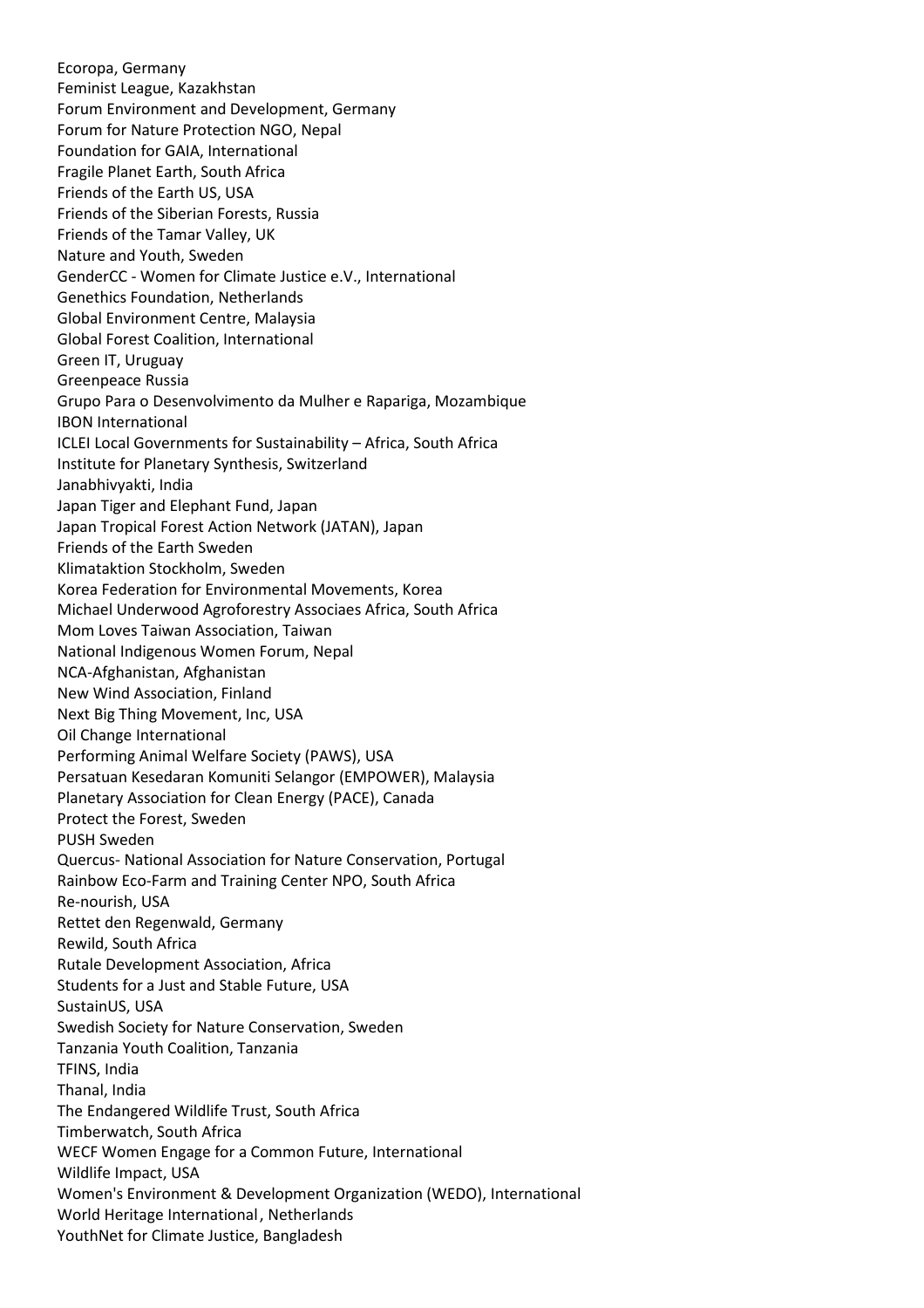Ecoropa, Germany  
Feminist League, Kazakhstan  
Forum Environment and Development, Germany  
Forum for Nature Protection NGO, Nepal  
Foundation for GAIA, International  
Fragile Planet Earth, South Africa  
Friends of the Earth US, USA  
Friends of the Siberian Forests, Russia  
Friends of the Tamar Valley, UK  
Nature and Youth, Sweden  
GenderCC - Women for Climate Justice e.V., International  
Genethics Foundation, Netherlands  
Global Environment Centre, Malaysia  
Global Forest Coalition, International  
Green IT, Uruguay  
Greenpeace Russia  
Grupo Para o Desenvolvimento da Mulher e Rapariga, Mozambique  
IBON International  
ICLEI Local Governments for Sustainability – Africa, South Africa  
Institute for Planetary Synthesis, Switzerland  
Janabhivyakti, India  
Japan Tiger and Elephant Fund, Japan  
Japan Tropical Forest Action Network (JATAN), Japan  
Friends of the Earth Sweden  
Klimataktion Stockholm, Sweden  
Korea Federation for Environmental Movements, Korea  
Michael Underwood Agroforestry Associaes Africa, South Africa  
Mom Loves Taiwan Association, Taiwan  
National Indigenous Women Forum, Nepal  
NCA-Afghanistan, Afghanistan  
New Wind Association, Finland  
Next Big Thing Movement, Inc, USA  
Oil Change International  
Performing Animal Welfare Society (PAWS), USA  
Persatuan Kesedaran Komuniti Selangor (EMPOWER), Malaysia  
Planetary Association for Clean Energy (PACE), Canada  
Protect the Forest, Sweden  
PUSH Sweden  
Quercus- National Association for Nature Conservation, Portugal  
Rainbow Eco-Farm and Training Center NPO, South Africa  
Re-nourish, USA  
Rettet den Regenwald, Germany  
Rewild, South Africa  
Rutale Development Association, Africa  
Students for a Just and Stable Future, USA  
SustainUS, USA  
Swedish Society for Nature Conservation, Sweden  
Tanzania Youth Coalition, Tanzania  
TFINS, India  
Thanal, India  
The Endangered Wildlife Trust, South Africa  
Timberwatch, South Africa  
WECF Women Engage for a Common Future, International  
Wildlife Impact, USA  
Women's Environment & Development Organization (WEDO), International  
World Heritage International, Netherlands  
YouthNet for Climate Justice, Bangladesh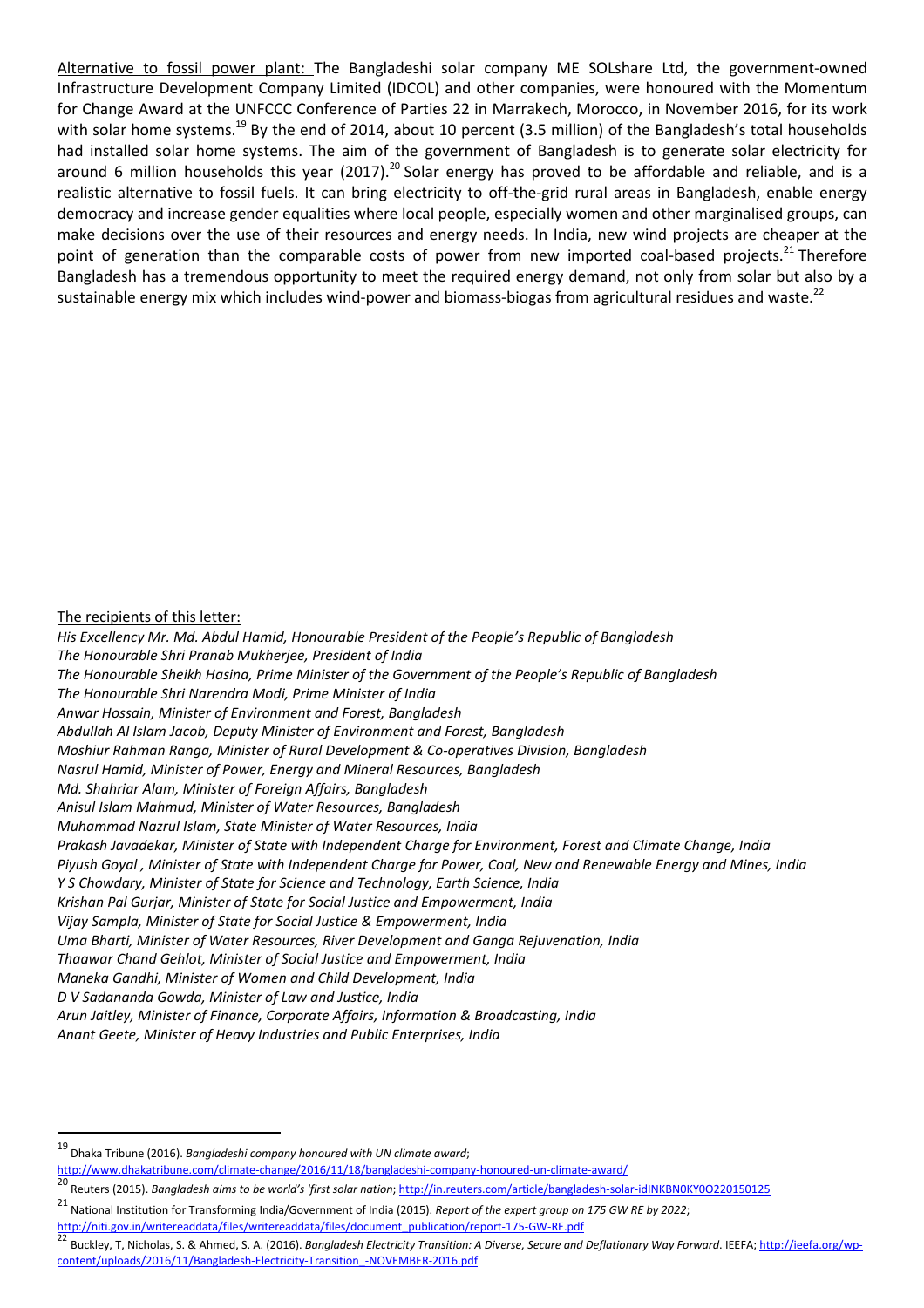Alternative to fossil power plant: The Bangladeshi solar company ME SOLshare Ltd, the government-owned Infrastructure Development Company Limited (IDCOL) and other companies, were honoured with the Momentum for Change Award at the UNFCCC Conference of Parties 22 in Marrakech, Morocco, in November 2016, for its work with solar home systems.[19] By the end of 2014, about 10 percent (3.5 million) of the Bangladesh's total households had installed solar home systems. The aim of the government of Bangladesh is to generate solar electricity for around 6 million households this year (2017).[20] Solar energy has proved to be affordable and reliable, and is a realistic alternative to fossil fuels. It can bring electricity to off-the-grid rural areas in Bangladesh, enable energy democracy and increase gender equalities where local people, especially women and other marginalised groups, can make decisions over the use of their resources and energy needs. In India, new wind projects are cheaper at the point of generation than the comparable costs of power from new imported coal-based projects.[21] Therefore Bangladesh has a tremendous opportunity to meet the required energy demand, not only from solar but also by a sustainable energy mix which includes wind-power and biomass-biogas from agricultural residues and waste.[22]

The recipients of this letter:

*His Excellency Mr. Md. Abdul Hamid, Honourable President of the People's Republic of Bangladesh*
*The Honourable Shri Pranab Mukherjee, President of India*
*The Honourable Sheikh Hasina, Prime Minister of the Government of the People's Republic of Bangladesh*
*The Honourable Shri Narendra Modi, Prime Minister of India*
*Anwar Hossain, Minister of Environment and Forest, Bangladesh*
*Abdullah Al Islam Jacob, Deputy Minister of Environment and Forest, Bangladesh*
*Moshiur Rahman Ranga, Minister of Rural Development & Co-operatives Division, Bangladesh*
*Nasrul Hamid, Minister of Power, Energy and Mineral Resources, Bangladesh*
*Md. Shahriar Alam, Minister of Foreign Affairs, Bangladesh*
*Anisul Islam Mahmud, Minister of Water Resources, Bangladesh*
*Muhammad Nazrul Islam, State Minister of Water Resources, India*
*Prakash Javadekar, Minister of State with Independent Charge for Environment, Forest and Climate Change, India*
*Piyush Goyal , Minister of State with Independent Charge for Power, Coal, New and Renewable Energy and Mines, India*
*Y S Chowdary, Minister of State for Science and Technology, Earth Science, India*
*Krishan Pal Gurjar, Minister of State for Social Justice and Empowerment, India*
*Vijay Sampla, Minister of State for Social Justice & Empowerment, India*
*Uma Bharti, Minister of Water Resources, River Development and Ganga Rejuvenation, India*
*Thaawar Chand Gehlot, Minister of Social Justice and Empowerment, India*
*Maneka Gandhi, Minister of Women and Child Development, India*
*D V Sadananda Gowda, Minister of Law and Justice, India*
*Arun Jaitley, Minister of Finance, Corporate Affairs, Information & Broadcasting, India*
*Anant Geete, Minister of Heavy Industries and Public Enterprises, India*

---

[19] Dhaka Tribune (2016). *Bangladeshi company honoured with UN climate award*; http://www.dhakatribune.com/climate-change/2016/11/18/bangladeshi-company-honoured-un-climate-award/

[20] Reuters (2015). *Bangladesh aims to be world's 'first solar nation*; http://in.reuters.com/article/bangladesh-solar-idINKBN0KY0O220150125

[21] National Institution for Transforming India/Government of India (2015). *Report of the expert group on 175 GW RE by 2022*; http://niti.gov.in/writereaddata/files/writereaddata/files/document_publication/report-175-GW-RE.pdf

[22] Buckley, T, Nicholas, S. & Ahmed, S. A. (2016). *Bangladesh Electricity Transition: A Diverse, Secure and Deflationary Way Forward*. IEEFA; http://ieefa.org/wp-content/uploads/2016/11/Bangladesh-Electricity-Transition_-NOVEMBER-2016.pdf